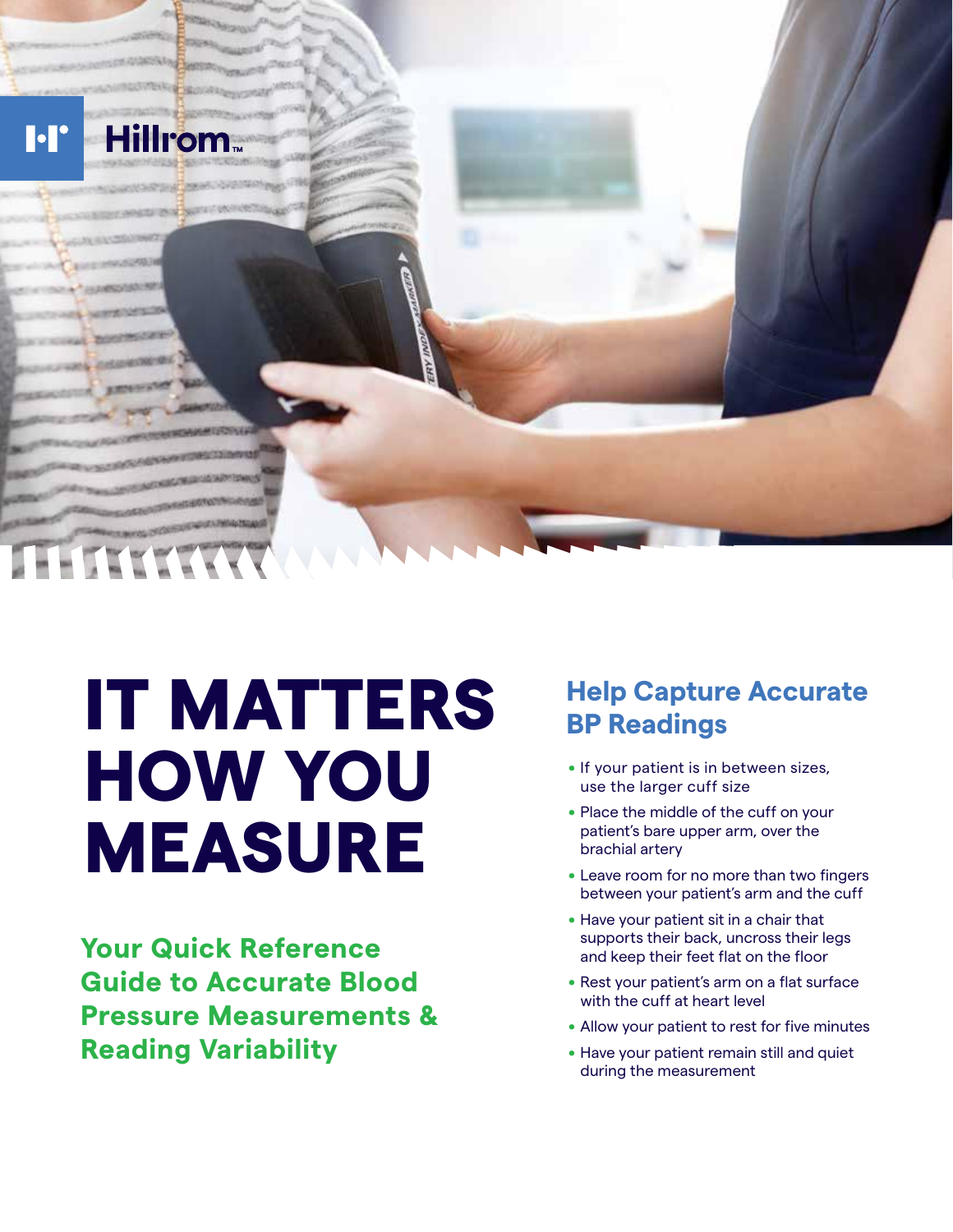Hillrom™

# IT MATTERS HOW YOU MEASURE

## Your Quick Reference Guide to Accurate Blood Pressure Measurements & Reading Variability

## Help Capture Accurate BP Readings

- If your patient is in between sizes, use the larger cuff size
- Place the middle of the cuff on your patient's bare upper arm, over the brachial artery
- Leave room for no more than two fingers between your patient's arm and the cuff
- Have your patient sit in a chair that supports their back, uncross their legs and keep their feet flat on the floor
- Rest your patient's arm on a flat surface with the cuff at heart level
- Allow your patient to rest for five minutes
- Have your patient remain still and quiet during the measurement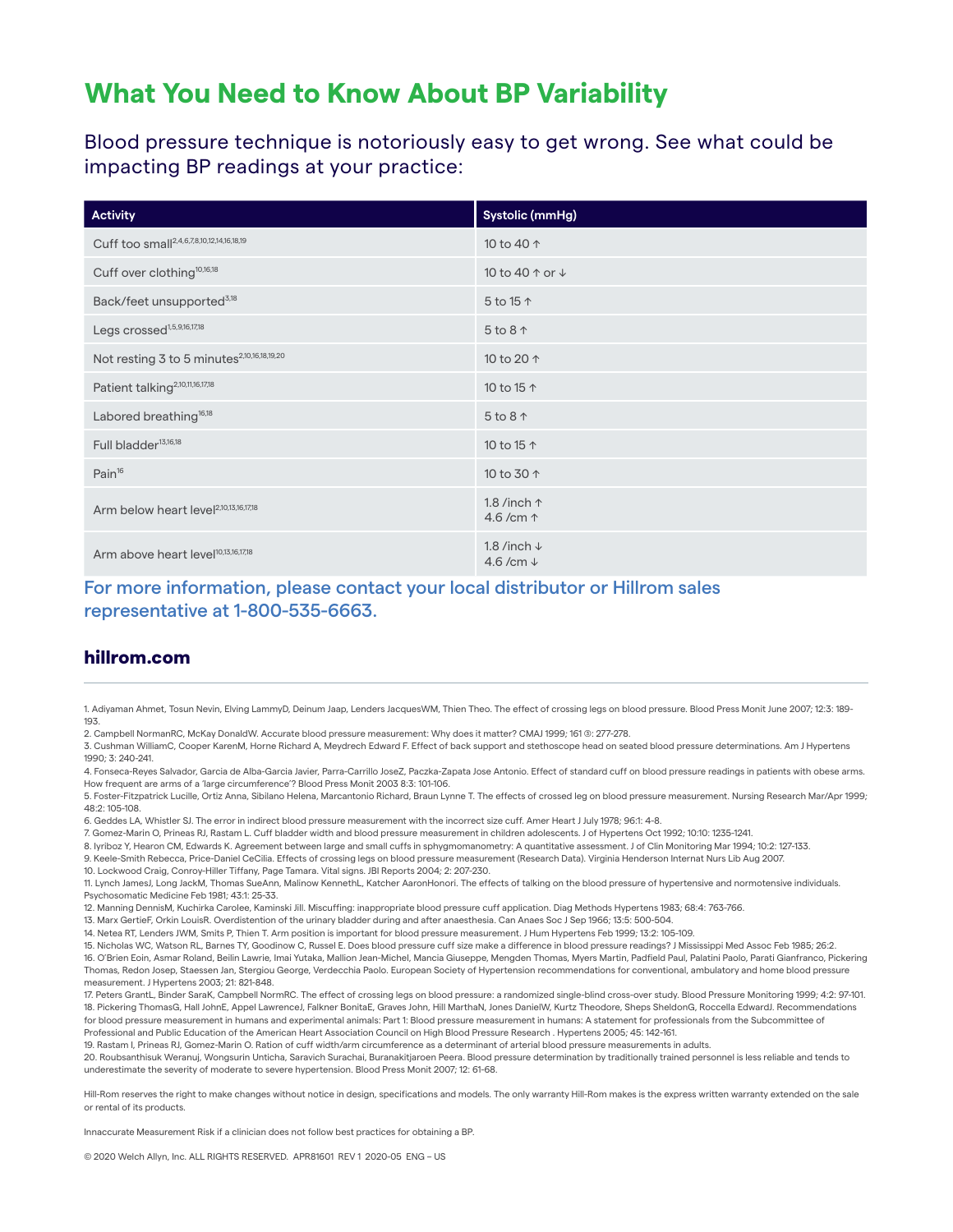# What You Need to Know About BP Variability

Blood pressure technique is notoriously easy to get wrong. See what could be impacting BP readings at your practice:

| Activity | Systolic (mmHg) |
|---|---|
| Cuff too small[2,4,6,7,8,10,12,14,16,18,19] | 10 to 40 ↑ |
| Cuff over clothing[10,16,18] | 10 to 40 ↑ or ↓ |
| Back/feet unsupported[3,18] | 5 to 15 ↑ |
| Legs crossed[1,5,9,16,17,18] | 5 to 8 ↑ |
| Not resting 3 to 5 minutes[2,10,16,18,19,20] | 10 to 20 ↑ |
| Patient talking[2,10,11,16,17,18] | 10 to 15 ↑ |
| Labored breathing[16,18] | 5 to 8 ↑ |
| Full bladder[13,16,18] | 10 to 15 ↑ |
| Pain[16] | 10 to 30 ↑ |
| Arm below heart level[2,10,13,16,17,18] | 1.8 /inch ↑<br>4.6 /cm ↑ |
| Arm above heart level[10,13,16,17,18] | 1.8 /inch ↓<br>4.6 /cm ↓ |

For more information, please contact your local distributor or Hillrom sales representative at 1-800-535-6663.

**hillrom.com**

1. Adiyaman Ahmet, Tosun Nevin, Elving LammyD, Deinum Jaap, Lenders JacquesWM, Thien Theo. The effect of crossing legs on blood pressure. Blood Press Monit June 2007; 12:3: 189-193.
2. Campbell NormanRC, McKay DonaldW. Accurate blood pressure measurement: Why does it matter? CMAJ 1999; 161 ③: 277-278.
3. Cushman WilliamC, Cooper KarenM, Horne Richard A, Meydrech Edward F. Effect of back support and stethoscope head on seated blood pressure determinations. Am J Hypertens 1990; 3: 240-241.
4. Fonseca-Reyes Salvador, Garcia de Alba-Garcia Javier, Parra-Carrillo JoseZ, Paczka-Zapata Jose Antonio. Effect of standard cuff on blood pressure readings in patients with obese arms. How frequent are arms of a 'large circumference'? Blood Press Monit 2003 8:3: 101-106.
5. Foster-Fitzpatrick Lucille, Ortiz Anna, Sibilano Helena, Marcantonio Richard, Braun Lynne T. The effects of crossed leg on blood pressure measurement. Nursing Research Mar/Apr 1999; 48:2: 105-108.
6. Geddes LA, Whistler SJ. The error in indirect blood pressure measurement with the incorrect size cuff. Amer Heart J July 1978; 96:1: 4-8.
7. Gomez-Marin O, Prineas RJ, Rastam L. Cuff bladder width and blood pressure measurement in children adolescents. J of Hypertens Oct 1992; 10:10: 1235-1241.
8. Iyriboz Y, Hearon CM, Edwards K. Agreement between large and small cuffs in sphygmomanometry: A quantitative assessment. J of Clin Monitoring Mar 1994; 10:2: 127-133.
9. Keele-Smith Rebecca, Price-Daniel CeCilia. Effects of crossing legs on blood pressure measurement (Research Data). Virginia Henderson Internat Nurs Lib Aug 2007.
10. Lockwood Craig, Conroy-Hiller Tiffany, Page Tamara. Vital signs. JBI Reports 2004; 2: 207-230.
11. Lynch JamesJ, Long JackM, Thomas SueAnn, Malinow KennethL, Katcher AaronHonori. The effects of talking on the blood pressure of hypertensive and normotensive individuals. Psychosomatic Medicine Feb 1981; 43:1: 25-33.
12. Manning DennisM, Kuchirka Carolee, Kaminski Jill. Miscuffing: inappropriate blood pressure cuff application. Diag Methods Hypertens 1983; 68:4: 763-766.
13. Marx GertieF, Orkin LouisR. Overdistention of the urinary bladder during and after anaesthesia. Can Anaes Soc J Sep 1966; 13:5: 500-504.
14. Netea RT, Lenders JWM, Smits P, Thien T. Arm position is important for blood pressure measurement. J Hum Hypertens Feb 1999; 13:2: 105-109.
15. Nicholas WC, Watson RL, Barnes TY, Goodinow C, Russel E. Does blood pressure cuff size make a difference in blood pressure readings? J Mississippi Med Assoc Feb 1985; 26:2.
16. O'Brien Eoin, Asmar Roland, Beilin Lawrie, Imai Yutaka, Mallion Jean-Michel, Mancia Giuseppe, Mengden Thomas, Myers Martin, Padfield Paul, Palatini Paolo, Parati Gianfranco, Pickering Thomas, Redon Josep, Staessen Jan, Stergiou George, Verdecchia Paolo. European Society of Hypertension recommendations for conventional, ambulatory and home blood pressure measurement. J Hypertens 2003; 21: 821-848.
17. Peters GrantL, Binder SaraK, Campbell NormRC. The effect of crossing legs on blood pressure: a randomized single-blind cross-over study. Blood Pressure Monitoring 1999; 4:2: 97-101.
18. Pickering ThomasG, Hall JohnE, Appel LawrenceJ, Falkner BonitaE, Graves John, Hill MarthaN, Jones DanielW, Kurtz Theodore, Sheps SheldonG, Roccella EdwardJ. Recommendations for blood pressure measurement in humans and experimental animals: Part 1: Blood pressure measurement in humans: A statement for professionals from the Subcommittee of Professional and Public Education of the American Heart Association Council on High Blood Pressure Research . Hypertens 2005; 45: 142-161.
19. Rastam I, Prineas RJ, Gomez-Marin O. Ration of cuff width/arm circumference as a determinant of arterial blood pressure measurements in adults.
20. Roubsanthisuk Weranuj, Wongsurin Unticha, Saravich Surachai, Buranakitjaroen Peera. Blood pressure determination by traditionally trained personnel is less reliable and tends to underestimate the severity of moderate to severe hypertension. Blood Press Monit 2007; 12: 61-68.

Hill-Rom reserves the right to make changes without notice in design, specifications and models. The only warranty Hill-Rom makes is the express written warranty extended on the sale or rental of its products.

Innaccurate Measurement Risk if a clinician does not follow best practices for obtaining a BP.

© 2020 Welch Allyn, Inc. ALL RIGHTS RESERVED. APR81601 REV 1 2020-05 ENG – US